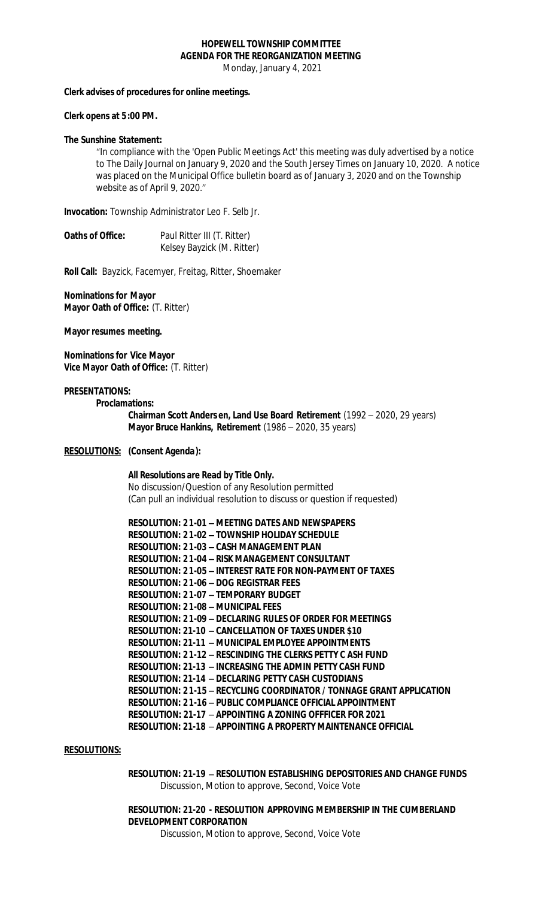# HOPEWELL TOWNSHIP COMMITTEE
## AGENDA FOR THE REORGANIZATION MEETING

Monday, January 4, 2021

**Clerk advises of procedures for online meetings.**

**Clerk opens at 5:00 PM.**

**The Sunshine Statement:**

"In compliance with the 'Open Public Meetings Act' this meeting was duly advertised by a notice to The Daily Journal on January 9, 2020 and the South Jersey Times on January 10, 2020. A notice was placed on the Municipal Office bulletin board as of January 3, 2020 and on the Township website as of April 9, 2020."

**Invocation:** Township Administrator Leo F. Selb Jr.

**Oaths of Office:** Paul Ritter III (T. Ritter)
Kelsey Bayzick (M. Ritter)

**Roll Call:** Bayzick, Facemyer, Freitag, Ritter, Shoemaker

**Nominations for Mayor**
**Mayor Oath of Office:** (T. Ritter)

**Mayor resumes meeting.**

**Nominations for Vice Mayor**
**Vice Mayor Oath of Office:** (T. Ritter)

**PRESENTATIONS:**

**Proclamations:**

**Chairman Scott Andersen, Land Use Board Retirement** (1992 – 2020, 29 years)
**Mayor Bruce Hankins, Retirement** (1986 – 2020, 35 years)

**RESOLUTIONS: (Consent Agenda):**

**All Resolutions are Read by Title Only.**
No discussion/Question of any Resolution permitted
(Can pull an individual resolution to discuss or question if requested)

**RESOLUTION: 21-01 – MEETING DATES AND NEWSPAPERS**
**RESOLUTION: 21-02 – TOWNSHIP HOLIDAY SCHEDULE**
**RESOLUTION: 21-03 – CASH MANAGEMENT PLAN**
**RESOLUTION: 21-04 – RISK MANAGEMENT CONSULTANT**
**RESOLUTION: 21-05 – INTEREST RATE FOR NON-PAYMENT OF TAXES**
**RESOLUTION: 21-06 – DOG REGISTRAR FEES**
**RESOLUTION: 21-07 – TEMPORARY BUDGET**
**RESOLUTION: 21-08 – MUNICIPAL FEES**
**RESOLUTION: 21-09 – DECLARING RULES OF ORDER FOR MEETINGS**
**RESOLUTION: 21-10 – CANCELLATION OF TAXES UNDER $10**
**RESOLUTION: 21-11 – MUNICIPAL EMPLOYEE APPOINTMENTS**
**RESOLUTION: 21-12 – RESCINDING THE CLERKS PETTY CASH FUND**
**RESOLUTION: 21-13 – INCREASING THE ADMIN PETTY CASH FUND**
**RESOLUTION: 21-14 – DECLARING PETTY CASH CUSTODIANS**
**RESOLUTION: 21-15 – RECYCLING COORDINATOR / TONNAGE GRANT APPLICATION**
**RESOLUTION: 21-16 – PUBLIC COMPLIANCE OFFICIAL APPOINTMENT**
**RESOLUTION: 21-17 – APPOINTING A ZONING OFFFICER FOR 2021**
**RESOLUTION: 21-18 – APPOINTING A PROPERTY MAINTENANCE OFFICIAL**

**RESOLUTIONS:**

**RESOLUTION: 21-19 – RESOLUTION ESTABLISHING DEPOSITORIES AND CHANGE FUNDS**
Discussion, Motion to approve, Second, Voice Vote

**RESOLUTION: 21-20 - RESOLUTION APPROVING MEMBERSHIP IN THE CUMBERLAND DEVELOPMENT CORPORATION**
Discussion, Motion to approve, Second, Voice Vote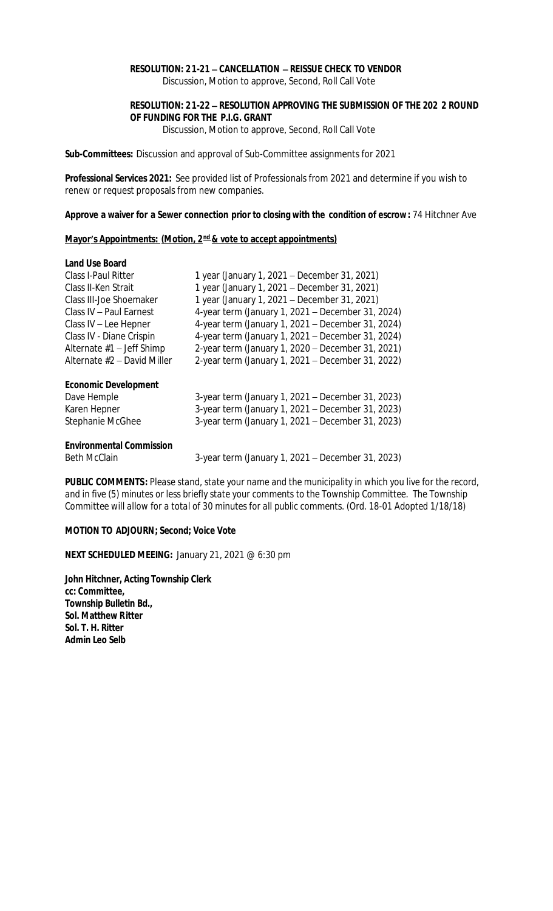**RESOLUTION: 21-21 – CANCELLATION – REISSUE CHECK TO VENDOR**

Discussion, Motion to approve, Second, Roll Call Vote

**RESOLUTION: 21-22 – RESOLUTION APPROVING THE SUBMISSION OF THE 202 2 ROUND OF FUNDING FOR THE P.I.G. GRANT**

Discussion, Motion to approve, Second, Roll Call Vote

**Sub-Committees:** Discussion and approval of Sub-Committee assignments for 2021

**Professional Services 2021:** See provided list of Professionals from 2021 and determine if you wish to renew or request proposals from new companies.

**Approve a waiver for a Sewer connection prior to closing with the condition of escrow:** 74 Hitchner Ave

**Mayor's Appointments: (Motion, 2nd & vote to accept appointments)**

**Land Use Board**

| | |
|---|---|
| Class I-Paul Ritter | 1 year (January 1, 2021 – December 31, 2021) |
| Class II-Ken Strait | 1 year (January 1, 2021 – December 31, 2021) |
| Class III-Joe Shoemaker | 1 year (January 1, 2021 – December 31, 2021) |
| Class IV – Paul Earnest | 4-year term (January 1, 2021 – December 31, 2024) |
| Class IV – Lee Hepner | 4-year term (January 1, 2021 – December 31, 2024) |
| Class IV - Diane Crispin | 4-year term (January 1, 2021 – December 31, 2024) |
| Alternate #1 – Jeff Shimp | 2-year term (January 1, 2020 – December 31, 2021) |
| Alternate #2 – David Miller | 2-year term (January 1, 2021 – December 31, 2022) |

**Economic Development**

| | |
|---|---|
| Dave Hemple | 3-year term (January 1, 2021 – December 31, 2023) |
| Karen Hepner | 3-year term (January 1, 2021 – December 31, 2023) |
| Stephanie McGhee | 3-year term (January 1, 2021 – December 31, 2023) |

**Environmental Commission**

| | |
|---|---|
| Beth McClain | 3-year term (January 1, 2021 – December 31, 2023) |

**PUBLIC COMMENTS:** *Please stand, state your name and the municipality in which you live for the record, and in five (5) minutes or less briefly state your comments to the Township Committee. The Township Committee will allow for a total of 30 minutes for all public comments. (Ord. 18-01 Adopted 1/18/18)*

**MOTION TO ADJOURN; Second; Voice Vote**

**NEXT SCHEDULED MEEING:** January 21, 2021 @ 6:30 pm

**John Hitchner, Acting Township Clerk**
**cc: Committee,**
**Township Bulletin Bd.,**
**Sol. Matthew Ritter**
**Sol. T. H. Ritter**
**Admin Leo Selb**